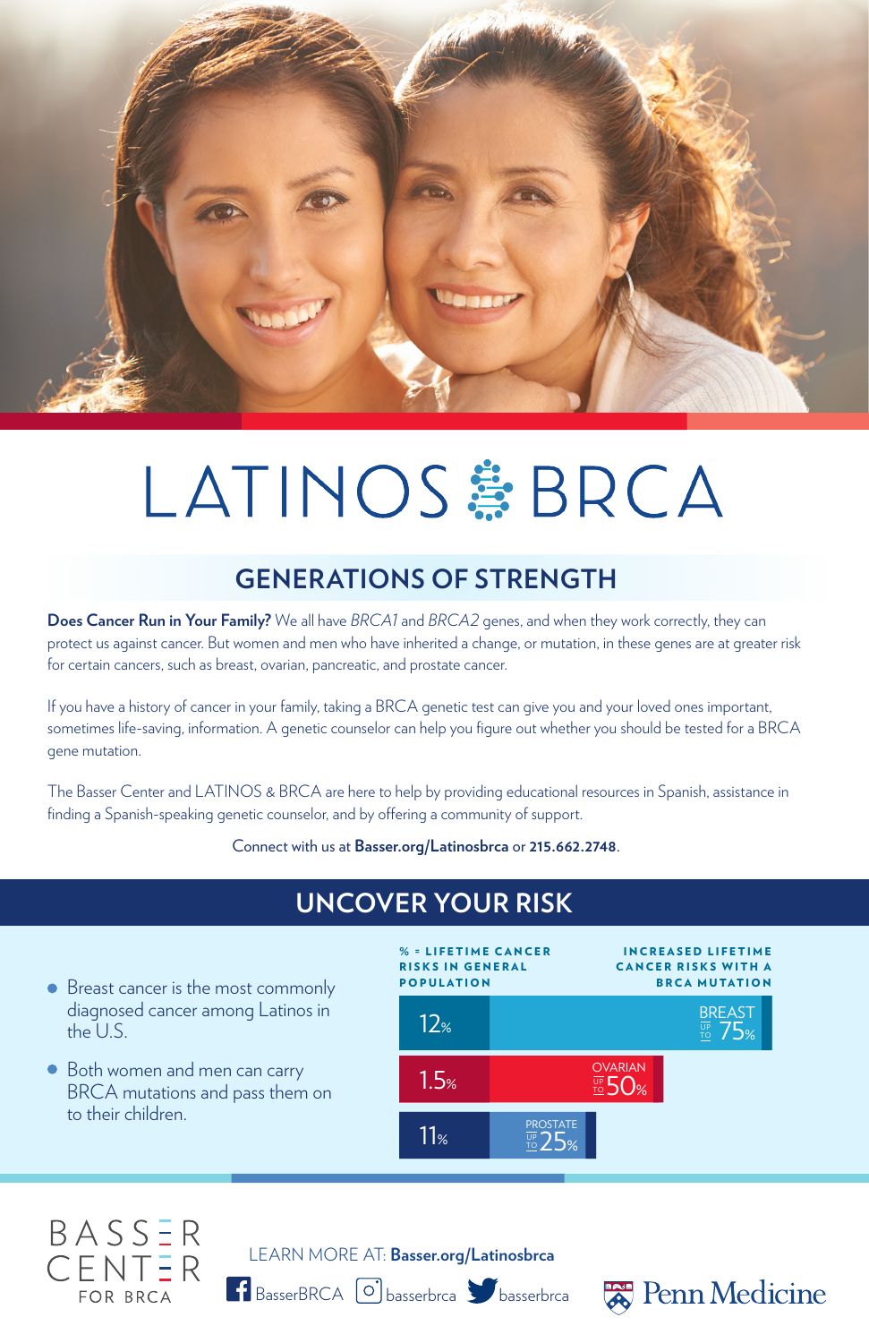# LATINOS & BRCA

## GENERATIONS OF STRENGTH

**Does Cancer Run in Your Family?** We all have *BRCA1* and *BRCA2* genes, and when they work correctly, they can protect us against cancer. But women and men who have inherited a change, or mutation, in these genes are at greater risk for certain cancers, such as breast, ovarian, pancreatic, and prostate cancer.

If you have a history of cancer in your family, taking a BRCA genetic test can give you and your loved ones important, sometimes life-saving, information. A genetic counselor can help you figure out whether you should be tested for a BRCA gene mutation.

The Basser Center and LATINOS & BRCA are here to help by providing educational resources in Spanish, assistance in finding a Spanish-speaking genetic counselor, and by offering a community of support.

Connect with us at **Basser.org/Latinosbrca** or **215.662.2748**.

## UNCOVER YOUR RISK

- Breast cancer is the most commonly diagnosed cancer among Latinos in the U.S.
- Both women and men can carry BRCA mutations and pass them on to their children.

| % = LIFETIME CANCER RISKS IN GENERAL POPULATION | INCREASED LIFETIME CANCER RISKS WITH A BRCA MUTATION |
|---|---|
| 12% | BREAST UP TO 75% |
| 1.5% | OVARIAN UP TO 50% |
| 11% | PROSTATE UP TO 25% |

BASSER CENTER FOR BRCA

LEARN MORE AT: **Basser.org/Latinosbrca**

BasserBRCA basserbrca basserbrca

Penn Medicine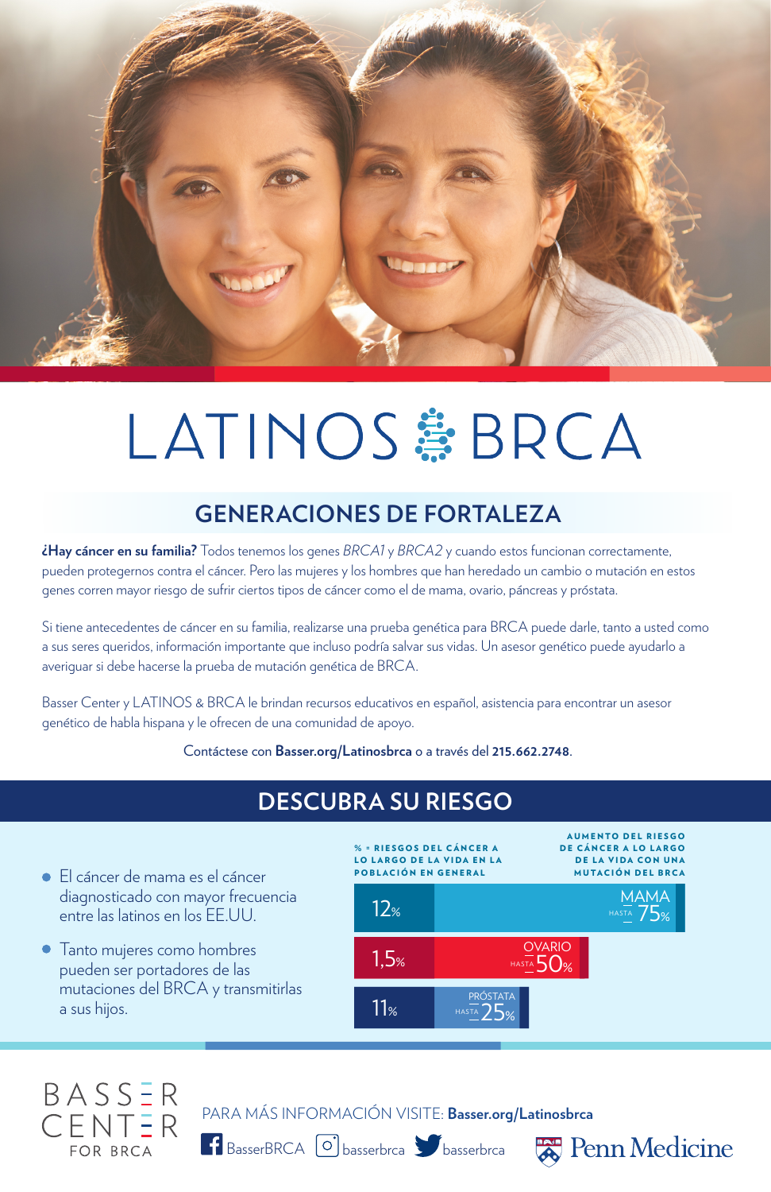# LATINOS & BRCA

## GENERACIONES DE FORTALEZA

**¿Hay cáncer en su familia?** Todos tenemos los genes *BRCA1* y *BRCA2* y cuando estos funcionan correctamente, pueden protegernos contra el cáncer. Pero las mujeres y los hombres que han heredado un cambio o mutación en estos genes corren mayor riesgo de sufrir ciertos tipos de cáncer como el de mama, ovario, páncreas y próstata.

Si tiene antecedentes de cáncer en su familia, realizarse una prueba genética para BRCA puede darle, tanto a usted como a sus seres queridos, información importante que incluso podría salvar sus vidas. Un asesor genético puede ayudarlo a averiguar si debe hacerse la prueba de mutación genética de BRCA.

Basser Center y LATINOS & BRCA le brindan recursos educativos en español, asistencia para encontrar un asesor genético de habla hispana y le ofrecen de una comunidad de apoyo.

Contáctese con **Basser.org/Latinosbrca** o a través del **215.662.2748**.

## DESCUBRA SU RIESGO

- El cáncer de mama es el cáncer diagnosticado con mayor frecuencia entre las latinos en los EE.UU.
- Tanto mujeres como hombres pueden ser portadores de las mutaciones del BRCA y transmitirlas a sus hijos.

% = RIESGOS DEL CÁNCER A LO LARGO DE LA VIDA EN LA POBLACIÓN GENERAL

AUMENTO DEL RIESGO DE CÁNCER A LO LARGO DE LA VIDA CON UNA MUTACIÓN DEL BRCA

12%
MAMA HASTA 75%

1,5%
OVARIO HASTA 50%

11%
PRÓSTATA HASTA 25%

BASSER CENTER FOR BRCA

PARA MÁS INFORMACIÓN VISITE: **Basser.org/Latinosbrca**

BasserBRCA basserbrca basserbrca

Penn Medicine